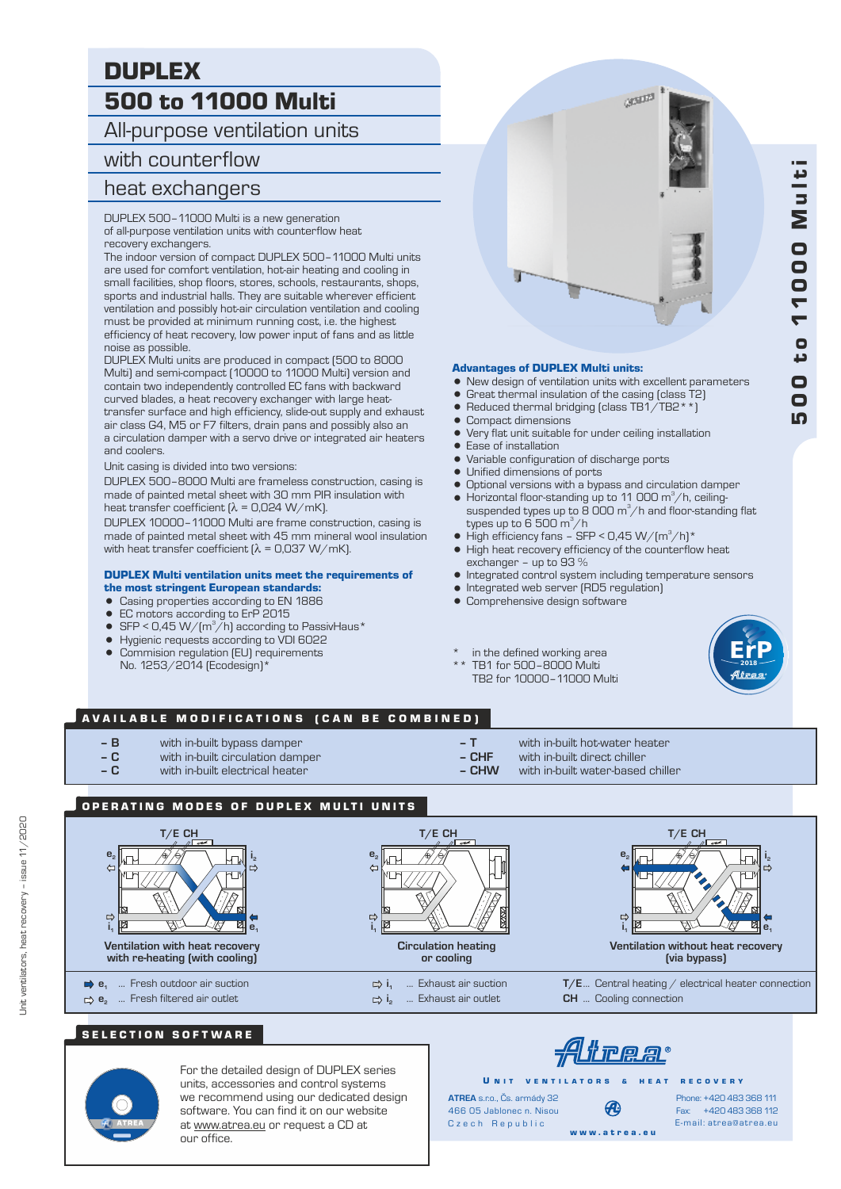# DUPLEX
## 500 to 11000 Multi
### All-purpose ventilation units with counterflow heat exchangers

DUPLEX 500–11000 Multi is a new generation of all-purpose ventilation units with counterflow heat recovery exchangers.
The indoor version of compact DUPLEX 500–11000 Multi units are used for comfort ventilation, hot-air heating and cooling in small facilities, shop floors, stores, schools, restaurants, shops, sports and industrial halls. They are suitable wherever efficient ventilation and possibly hot-air circulation ventilation and cooling must be provided at minimum running cost, i.e. the highest efficiency of heat recovery, low power input of fans and as little noise as possible.
DUPLEX Multi units are produced in compact (500 to 8000 Multi) and semi-compact (10000 to 11000 Multi) version and contain two independently controlled EC fans with backward curved blades, a heat recovery exchanger with large heat-transfer surface and high efficiency, slide-out supply and exhaust air class G4, M5 or F7 filters, drain pans and possibly also an a circulation damper with a servo drive or integrated air heaters and coolers.

Unit casing is divided into two versions:

DUPLEX 500–8000 Multi are frameless construction, casing is made of painted metal sheet with 30 mm PIR insulation with heat transfer coefficient (λ = 0,024 W/mK).

DUPLEX 10000–11000 Multi are frame construction, casing is made of painted metal sheet with 45 mm mineral wool insulation with heat transfer coefficient (λ = 0,037 W/mK).

**DUPLEX Multi ventilation units meet the requirements of the most stringent European standards:**

- Casing properties according to EN 1886
- EC motors according to ErP 2015
- SFP < 0,45 W/(m³/h) according to PassivHaus*
- Hygienic requests according to VDI 6022
- Commision regulation (EU) requirements No. 1253/2014 (Ecodesign)*

**Advantages of DUPLEX Multi units:**

- New design of ventilation units with excellent parameters
- Great thermal insulation of the casing (class T2)
- Reduced thermal bridging (class TB1/TB2**)
- Compact dimensions
- Very flat unit suitable for under ceiling installation
- Ease of installation
- Variable configuration of discharge ports
- Unified dimensions of ports
- Optional versions with a bypass and circulation damper
- Horizontal floor-standing up to 11 000 m³/h, ceiling-suspended types up to 8 000 m³/h and floor-standing flat types up to 6 500 m³/h
- High efficiency fans – SFP < 0,45 W/(m³/h)*
- High heat recovery efficiency of the counterflow heat exchanger – up to 93 %
- Integrated control system including temperature sensors
- Integrated web server (RD5 regulation)
- Comprehensive design software

\* in the defined working area
\*\* TB1 for 500–8000 Multi
TB2 for 10000–11000 Multi

ErP 2018 Atrea

## AVAILABLE MODIFICATIONS (CAN BE COMBINED)

| | |
|---|---|
| – B | with in-built bypass damper |
| – C | with in-built circulation damper |
| – C | with in-built electrical heater |
| – T | with in-built hot-water heater |
| – CHF | with in-built direct chiller |
| – CHW | with in-built water-based chiller |

## OPERATING MODES OF DUPLEX MULTI UNITS

Ventilation with heat recovery with re-heating (with cooling)

Circulation heating or cooling

Ventilation without heat recovery (via bypass)

- e₁ ... Fresh outdoor air suction
- e₂ ... Fresh filtered air outlet
- i₁ ... Exhaust air suction
- i₂ ... Exhaust air outlet
- T/E ... Central heating / electrical heater connection
- CH ... Cooling connection

## SELECTION SOFTWARE

For the detailed design of DUPLEX series units, accessories and control systems we recommend using our dedicated design software. You can find it on our website at www.atrea.eu or request a CD at our office.

**Atrea** ®
UNIT VENTILATORS & HEAT RECOVERY

ATREA s.r.o., Čs. armády 32
466 05 Jablonec n. Nisou
Czech Republic

Phone: +420 483 368 111
Fax: +420 483 368 112
E-mail: atrea@atrea.eu

www.atrea.eu

Unit ventilators, heat recovery – issue 11/2020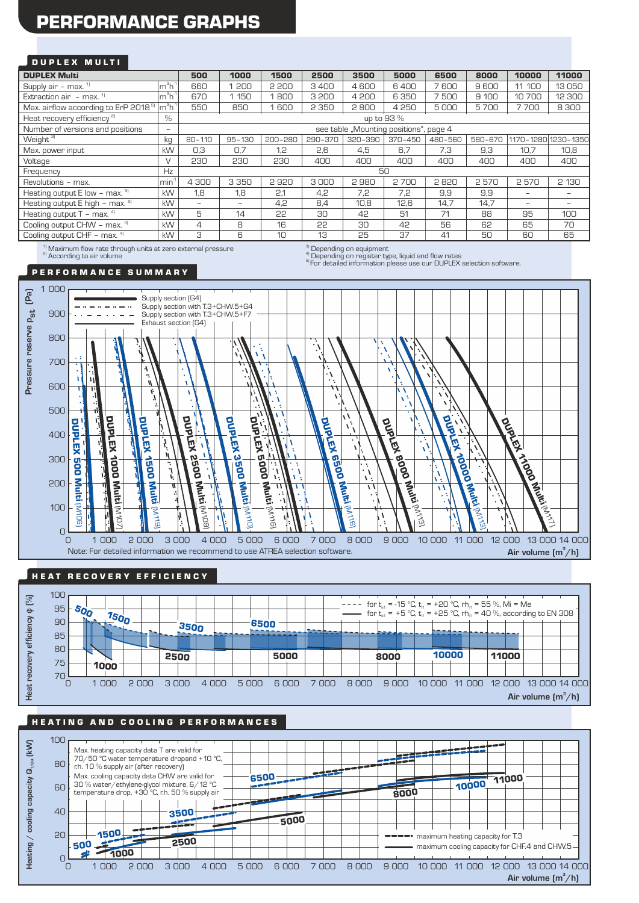# PERFORMANCE GRAPHS

## DUPLEX MULTI

| DUPLEX Multi | | 500 | 1000 | 1500 | 2500 | 3500 | 5000 | 6500 | 8000 | 10000 | 11000 |
|---|---|---|---|---|---|---|---|---|---|---|---|
| Supply air – max. [1] | $m^3h^{-1}$ | 660 | 1 200 | 2 200 | 3 400 | 4 600 | 6 400 | 7 600 | 9 600 | 11 100 | 13 050 |
| Extraction air – max. [1] | $m^3h^{-1}$ | 670 | 1 150 | 1 800 | 3 200 | 4 200 | 6 350 | 7 500 | 9 100 | 10 700 | 12 300 |
| Max. airflow according to ErP 2018 [5] | $m^3h^{-1}$ | 550 | 850 | 1 600 | 2 350 | 2 800 | 4 250 | 5 000 | 5 700 | 7 700 | 8 300 |
| Heat recovery efficiency [2] | % | up to 93 % | | | | | | | | | |
| Number of versions and positions | – | see table „Mounting positions", page 4 | | | | | | | | | |
| Weight [3] | kg | 80–110 | 95–130 | 200–280 | 290–370 | 320–390 | 370–450 | 480–560 | 580–670 | 1170–1280 | 1230–1350 |
| Max. power input | kW | 0,3 | 0,7 | 1,2 | 2,6 | 4,5 | 6,7 | 7,3 | 9,3 | 10,7 | 10,8 |
| Voltage | V | 230 | 230 | 230 | 400 | 400 | 400 | 400 | 400 | 400 | 400 |
| Frequency | Hz | 50 | | | | | | | | | |
| Revolutions – max. | $min^{-1}$ | 4 300 | 3 350 | 2 920 | 3 000 | 2 980 | 2 700 | 2 820 | 2 570 | 2 570 | 2 130 |
| Heating output E low – max. [5] | kW | 1,8 | 1,8 | 2,1 | 4,2 | 7,2 | 7,2 | 9,9 | 9,9 | – | – |
| Heating output E high – max. [5] | kW | – | – | 4,2 | 8,4 | 10,8 | 12,6 | 14,7 | 14,7 | – | – |
| Heating output T – max. [4] | kW | 5 | 14 | 22 | 30 | 42 | 51 | 71 | 88 | 95 | 100 |
| Cooling output CHW – max. [4] | kW | 4 | 8 | 16 | 22 | 30 | 42 | 56 | 62 | 65 | 70 |
| Cooling output CHF – max. [4] | kW | 3 | 6 | 10 | 13 | 25 | 37 | 41 | 50 | 60 | 65 |

[1] Maximum flow rate through units at zero external pressure
[2] According to air volume
[3] Depending on equipment
[4] Depending on register type, liquid and flow rates
[5] For detailed information please use our DUPLEX selection software.

## PERFORMANCE SUMMARY

Pressure reserve $p_{st}$ (Pa) vs. Air volume ($m^3/h$)

- Supply section (G4)
- Supply section with T.3+CHW.5+G4
- Supply section with T.3+CHW.5+F7
- Exhaust section (G4)

DUPLEX 500 Multi (M106), DUPLEX 1000 Multi (M107), DUPLEX 1500 Multi (M119), DUPLEX 2500 Multi (M109), DUPLEX 3500 Multi (M110), DUPLEX 5000 Multi (M116), DUPLEX 6500 Multi (M116), DUPLEX 8000 Multi (M113), DUPLEX 10000 Multi (M113), DUPLEX 11000 Multi (M117)

Note: For detailed information we recommend to use ATREA selection software.

## HEAT RECOVERY EFFICIENCY

Heat recovery efficiency φ (%) vs. Air volume ($m^3/h$)

- for $t_{e1}$ = -15 °C, $t_{i1}$ = +20 °C, $rh_{i1}$ = 55 %, Mi = Me
- for $t_{e1}$ = +5 °C, $t_{i1}$ = +25 °C, $rh_{i1}$ = 40 %, according to EN 308

## HEATING AND COOLING PERFORMANCES

Heating / cooling capacity $Q_{T/CH}$ (kW) vs. Air volume ($m^3/h$)

Max. heating capacity data T are valid for 70/50 °C water temperature dropand +10 °C, r.h. 10 % supply air (after recovery)

Max. cooling capacity data CHW are valid for 30 % water/ethylene-glycol mixture, 6/12 °C temperature drop, +30 °C, r.h. 50 % supply air

- maximum heating capacity for T.3
- maximum cooling capacity for CHF.4 and CHW.5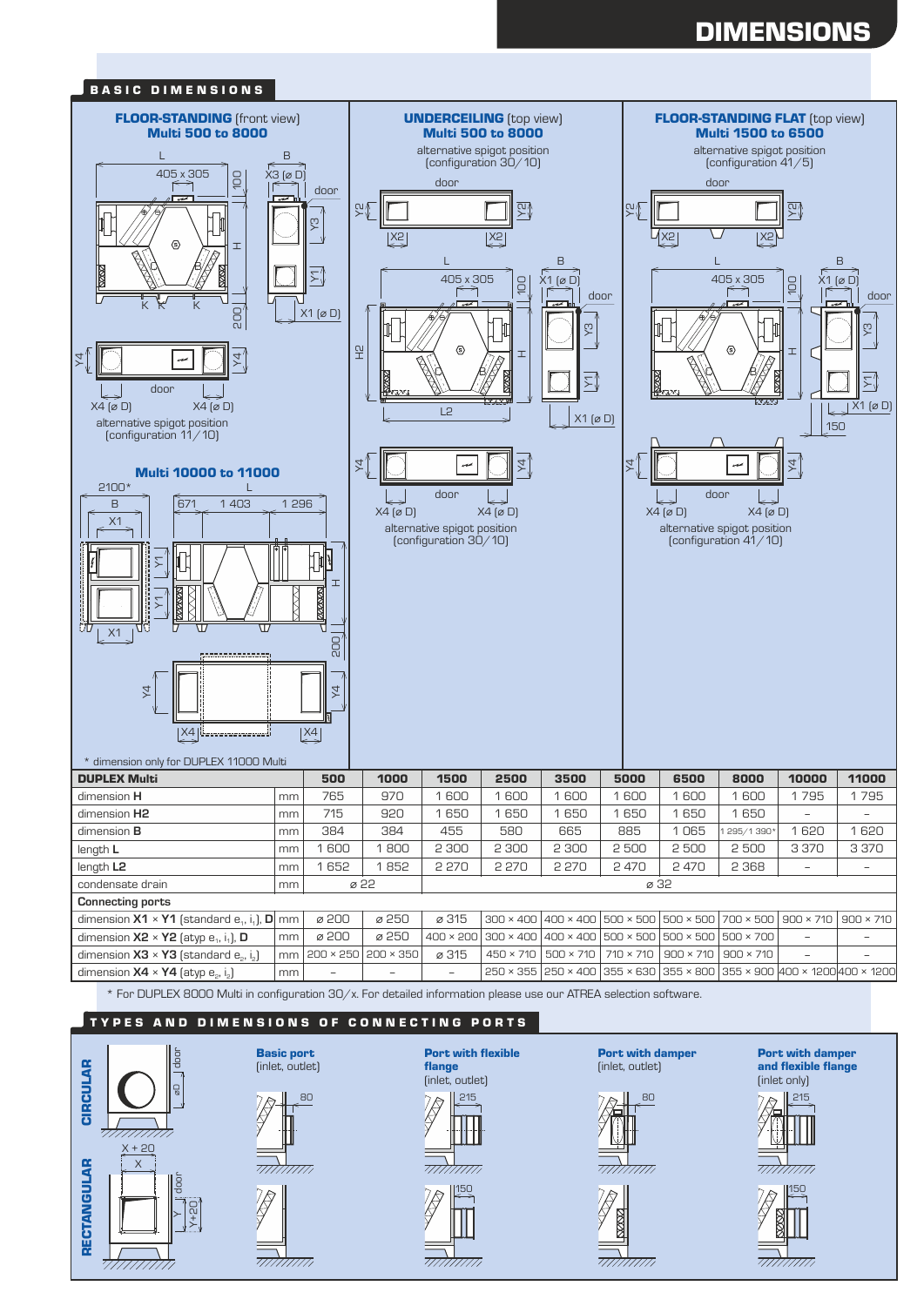# DIMENSIONS

## BASIC DIMENSIONS

**FLOOR-STANDING** (front view)
**Multi 500 to 8000**

alternative spigot position (configuration 11/10)

**Multi 10000 to 11000**

\* dimension only for DUPLEX 11000 Multi

**UNDERCEILING** (top view)
**Multi 500 to 8000**

alternative spigot position (configuration 30/10)

**FLOOR-STANDING FLAT** (top view)
**Multi 1500 to 6500**

alternative spigot position (configuration 41/5)

| DUPLEX Multi | | 500 | 1000 | 1500 | 2500 | 3500 | 5000 | 6500 | 8000 | 10000 | 11000 |
|---|---|---|---|---|---|---|---|---|---|---|---|
| dimension **H** | mm | 765 | 970 | 1 600 | 1 600 | 1 600 | 1 600 | 1 600 | 1 600 | 1 795 | 1 795 |
| dimension **H2** | mm | 715 | 920 | 1 650 | 1 650 | 1 650 | 1 650 | 1 650 | 1 650 | – | – |
| dimension **B** | mm | 384 | 384 | 455 | 580 | 665 | 885 | 1 065 | 1 295/1 390* | 1 620 | 1 620 |
| length **L** | mm | 1 600 | 1 800 | 2 300 | 2 300 | 2 300 | 2 500 | 2 500 | 2 500 | 3 370 | 3 370 |
| length **L2** | mm | 1 652 | 1 852 | 2 270 | 2 270 | 2 270 | 2 470 | 2 470 | 2 368 | – | – |
| condensate drain | mm | ⌀ 22 | | ⌀ 32 | | | | | | | |
| **Connecting ports** | | | | | | | | | | | |
| dimension **X1** × **Y1** (standard $e_1$, $i_1$), **D** | mm | ⌀ 200 | ⌀ 250 | ⌀ 315 | 300 × 400 | 400 × 400 | 500 × 500 | 500 × 500 | 700 × 500 | 900 × 710 | 900 × 710 |
| dimension **X2** × **Y2** (atyp $e_1$, $i_1$), **D** | mm | ⌀ 200 | ⌀ 250 | 400 × 200 | 300 × 400 | 400 × 400 | 500 × 500 | 500 × 500 | 500 × 700 | – | – |
| dimension **X3** × **Y3** (standard $e_2$, $i_2$) | mm | 200 × 250 | 200 × 350 | ⌀ 315 | 450 × 710 | 500 × 710 | 710 × 710 | 900 × 710 | 900 × 710 | – | – |
| dimension **X4** × **Y4** (atyp $e_2$, $i_2$) | mm | – | – | – | 250 × 355 | 250 × 400 | 355 × 630 | 355 × 800 | 355 × 900 | 400 × 1200 | 400 × 1200 |

\* For DUPLEX 8000 Multi in configuration 30/x. For detailed information please use our ATREA selection software.

## TYPES AND DIMENSIONS OF CONNECTING PORTS

**CIRCULAR** / **RECTANGULAR**

**Basic port** (inlet, outlet)

**Port with flexible flange** (inlet, outlet)

**Port with damper** (inlet, outlet)

**Port with damper and flexible flange** (inlet only)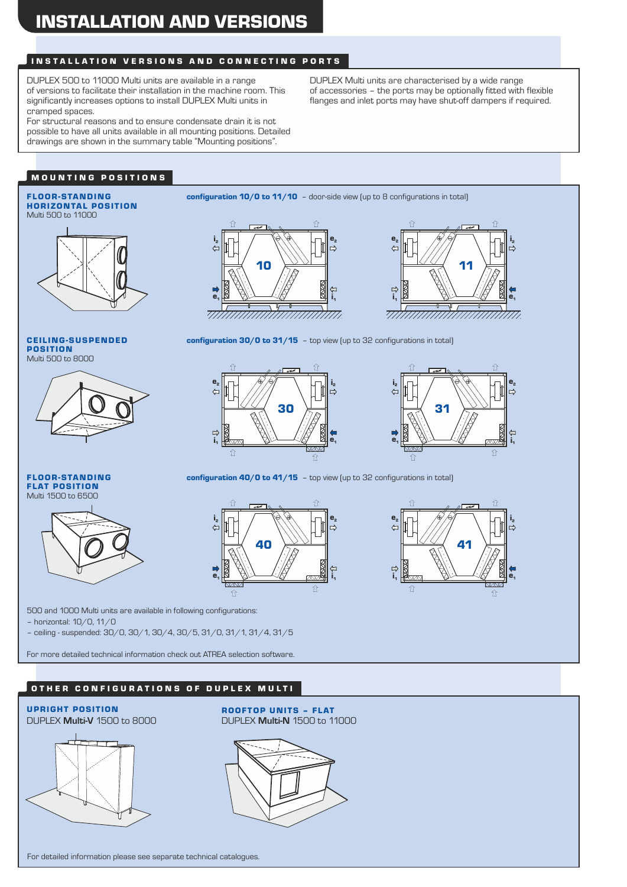# INSTALLATION AND VERSIONS

## INSTALLATION VERSIONS AND CONNECTING PORTS

DUPLEX 500 to 11000 Multi units are available in a range of versions to facilitate their installation in the machine room. This significantly increases options to install DUPLEX Multi units in cramped spaces.
For structural reasons and to ensure condensate drain it is not possible to have all units available in all mounting positions. Detailed drawings are shown in the summary table "Mounting positions".

DUPLEX Multi units are characterised by a wide range of accessories – the ports may be optionally fitted with flexible flanges and inlet ports may have shut-off dampers if required.

## MOUNTING POSITIONS

### FLOOR-STANDING HORIZONTAL POSITION

Multi 500 to 11000

**configuration 10/0 to 11/10** – door-side view (up to 8 configurations in total)

### CEILING-SUSPENDED POSITION

Multi 500 to 8000

**configuration 30/0 to 31/15** – top view (up to 32 configurations in total)

### FLOOR-STANDING FLAT POSITION

Multi 1500 to 6500

**configuration 40/0 to 41/15** – top view (up to 32 configurations in total)

500 and 1000 Multi units are available in following configurations:
- horizontal: 10/0, 11/0
- ceiling - suspended: 30/0, 30/1, 30/4, 30/5, 31/0, 31/1, 31/4, 31/5

For more detailed technical information check out ATREA selection software.

## OTHER CONFIGURATIONS OF DUPLEX MULTI

### UPRIGHT POSITION

DUPLEX **Multi-V** 1500 to 8000

### ROOFTOP UNITS – FLAT

DUPLEX **Multi-N** 1500 to 11000

For detailed information please see separate technical catalogues.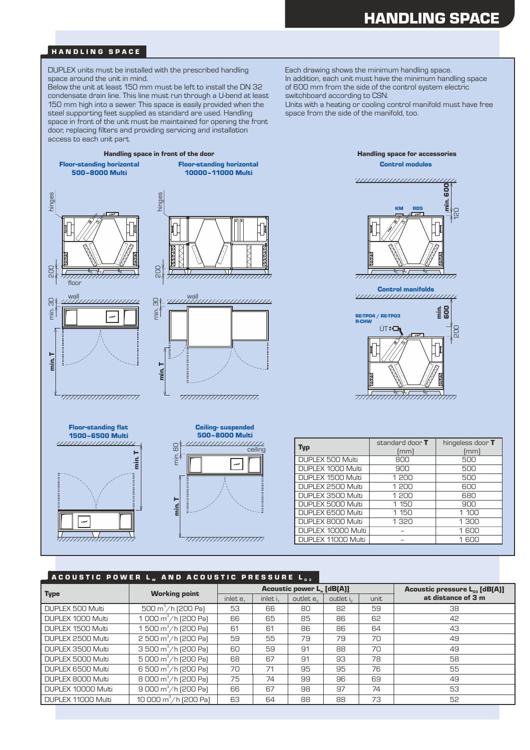# HANDLING SPACE

## HANDLING SPACE

DUPLEX units must be installed with the prescribed handling space around the unit in mind.
Below the unit at least 150 mm must be left to install the DN 32 condensate drain line. This line must run through a U-bend at least 150 mm high into a sewer. This space is easily provided when the steel supporting feet supplied as standard are used. Handling space in front of the unit must be maintained for opening the front door, replacing filters and providing servicing and installation access to each unit part.

Each drawing shows the minimum handling space.
In addition, each unit must have the minimum handling space of 600 mm from the side of the control system electric switchboard according to CSN.
Units with a heating or cooling control manifold must have free space from the side of the manifold, too.

**Handling space in front of the door**

Floor-standing horizontal 500–8000 Multi

Floor-standing horizontal 10000–11000 Multi

hinges, 200, floor, wall, min. 30, min. T

**Handling space for accessories**

Control modules

KM, RD5, min. 600, 120

Control manifolds

RE-TPO4 / RE-TPO3, R-CHW, ÚT, min. 600, 200

Floor-standing flat 1500–6500 Multi

min. T

Ceiling- suspended 500–8000 Multi

min. 80, ceiling, min. T

| Typ | standard door **T** [mm] | hingeless door **T** [mm] |
|---|---|---|
| DUPLEX 500 Multi | 800 | 500 |
| DUPLEX 1000 Multi | 900 | 500 |
| DUPLEX 1500 Multi | 1 200 | 500 |
| DUPLEX 2500 Multi | 1 200 | 600 |
| DUPLEX 3500 Multi | 1 200 | 680 |
| DUPLEX 5000 Multi | 1 150 | 900 |
| DUPLEX 6500 Multi | 1 150 | 1 100 |
| DUPLEX 8000 Multi | 1 320 | 1 300 |
| DUPLEX 10000 Multi | – | 1 600 |
| DUPLEX 11000 Multi | – | 1 600 |

## ACOUSTIC POWER $L_w$ AND ACOUSTIC PRESSURE $L_{p3}$

| Type | Working point | Acoustic power $L_w$ [dB(A)] | | | | | Acoustic pressure $L_{p3}$ [dB(A)] at distance of 3 m |
|---|---|---|---|---|---|---|---|
| | | inlet $e_1$ | inlet $i_1$ | outlet $e_2$ | outlet $i_2$ | unit | |
| DUPLEX 500 Multi | 500 $m^3/h$ (200 Pa) | 53 | 66 | 80 | 82 | 59 | 38 |
| DUPLEX 1000 Multi | 1 000 $m^3/h$ (200 Pa) | 66 | 65 | 85 | 86 | 62 | 42 |
| DUPLEX 1500 Multi | 1 500 $m^3/h$ (200 Pa) | 61 | 61 | 86 | 86 | 64 | 43 |
| DUPLEX 2500 Multi | 2 500 $m^3/h$ (200 Pa) | 59 | 55 | 79 | 79 | 70 | 49 |
| DUPLEX 3500 Multi | 3 500 $m^3/h$ (200 Pa) | 60 | 59 | 91 | 88 | 70 | 49 |
| DUPLEX 5000 Multi | 5 000 $m^3/h$ (200 Pa) | 68 | 67 | 91 | 93 | 78 | 58 |
| DUPLEX 6500 Multi | 6 500 $m^3/h$ (200 Pa) | 70 | 71 | 95 | 95 | 76 | 55 |
| DUPLEX 8000 Multi | 8 000 $m^3/h$ (200 Pa) | 75 | 74 | 99 | 96 | 69 | 49 |
| DUPLEX 10000 Multi | 9 000 $m^3/h$ (200 Pa) | 66 | 67 | 98 | 97 | 74 | 53 |
| DUPLEX 11000 Multi | 10 000 $m^3/h$ (200 Pa) | 63 | 64 | 88 | 88 | 73 | 52 |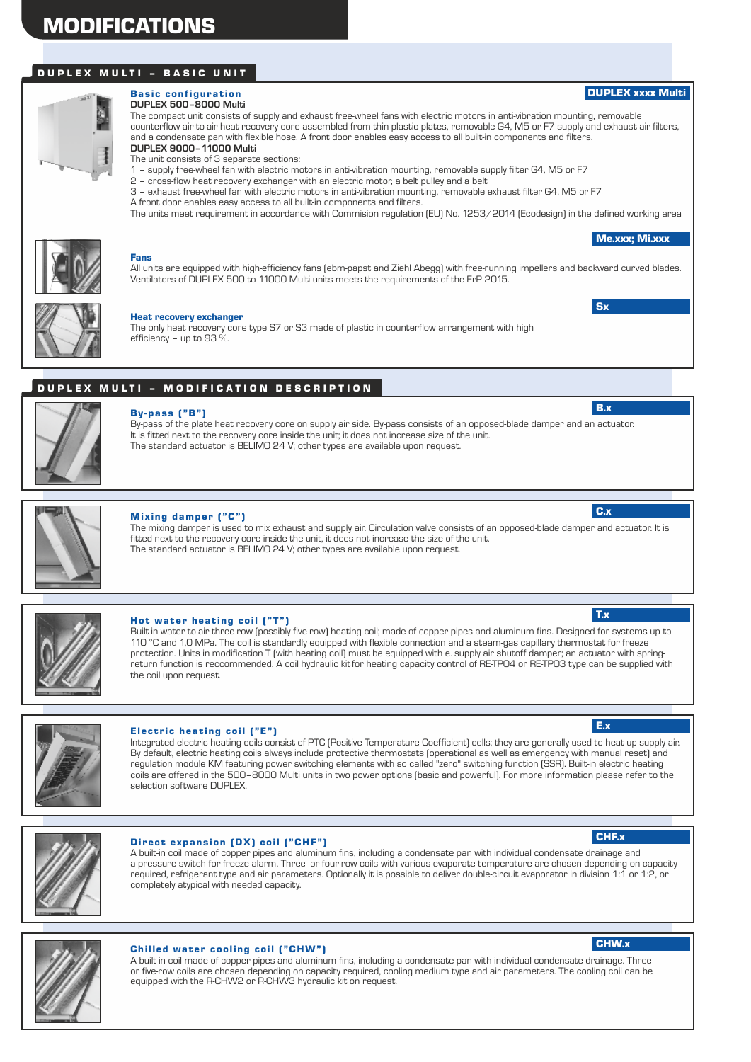# MODIFICATIONS

## DUPLEX MULTI – BASIC UNIT

### Basic configuration

**DUPLEX xxxx Multi**

**DUPLEX 500–8000 Multi**

The compact unit consists of supply and exhaust free-wheel fans with electric motors in anti-vibration mounting, removable counterflow air-to-air heat recovery core assembled from thin plastic plates, removable G4, M5 or F7 supply and exhaust air filters, and a condensate pan with flexible hose. A front door enables easy access to all built-in components and filters.

**DUPLEX 9000–11000 Multi**

The unit consists of 3 separate sections:

1 – supply free-wheel fan with electric motors in anti-vibration mounting, removable supply filter G4, M5 or F7
2 – cross-flow heat recovery exchanger with an electric motor, a belt pulley and a belt
3 – exhaust free-wheel fan with electric motors in anti-vibration mounting, removable exhaust filter G4, M5 or F7

A front door enables easy access to all built-in components and filters.

The units meet requirement in accordance with Commision regulation (EU) No. 1253/2014 (Ecodesign) in the defined working area

### Fans

**Me.xxx; Mi.xxx**

All units are equipped with high-efficiency fans (ebm-papst and Ziehl Abegg) with free-running impellers and backward curved blades. Ventilators of DUPLEX 500 to 11000 Multi units meets the requirements of the ErP 2015.

### Heat recovery exchanger

**Sx**

The only heat recovery core type S7 or S3 made of plastic in counterflow arrangement with high efficiency – up to 93 %.

## DUPLEX MULTI – MODIFICATION DESCRIPTION

### By-pass ("B")

**B.x**

By-pass of the plate heat recovery core on supply air side. By-pass consists of an opposed-blade damper and an actuator. It is fitted next to the recovery core inside the unit; it does not increase size of the unit.
The standard actuator is BELIMO 24 V; other types are available upon request.

### Mixing damper ("C")

**C.x**

The mixing damper is used to mix exhaust and supply air. Circulation valve consists of an opposed-blade damper and actuator. It is fitted next to the recovery core inside the unit, it does not increase the size of the unit.
The standard actuator is BELIMO 24 V; other types are available upon request.

### Hot water heating coil ("T")

**T.x**

Built-in water-to-air three-row (possibly five-row) heating coil; made of copper pipes and aluminum fins. Designed for systems up to 110 °C and 1,0 MPa. The coil is standardly equipped with flexible connection and a steam-gas capillary thermostat for freeze protection. Units in modification T (with heating coil) must be equipped with e, supply air shutoff damper; an actuator with spring-return function is reccommended. A coil hydraulic kitfor heating capacity control of RE-TPO4 or RE-TPO3 type can be supplied with the coil upon request.

### Electric heating coil ("E")

**E.x**

Integrated electric heating coils consist of PTC (Positive Temperature Coefficient) cells; they are generally used to heat up supply air. By default, electric heating coils always include protective thermostats (operational as well as emergency with manual reset) and regulation module KM featuring power switching elements with so called "zero" switching function (SSR). Built-in electric heating coils are offered in the 500–8000 Multi units in two power options (basic and powerful). For more information please refer to the selection software DUPLEX.

### Direct expansion (DX) coil ("CHF")

**CHF.x**

A built-in coil made of copper pipes and aluminum fins, including a condensate pan with individual condensate drainage and a pressure switch for freeze alarm. Three- or four-row coils with various evaporate temperature are chosen depending on capacity required, refrigerant type and air parameters. Optionally it is possible to deliver double-circuit evaporator in division 1:1 or 1:2, or completely atypical with needed capacity.

### Chilled water cooling coil ("CHW")

**CHW.x**

A built-in coil made of copper pipes and aluminum fins, including a condensate pan with individual condensate drainage. Three- or five-row coils are chosen depending on capacity required, cooling medium type and air parameters. The cooling coil can be equipped with the R-CHW2 or R-CHW3 hydraulic kit on request.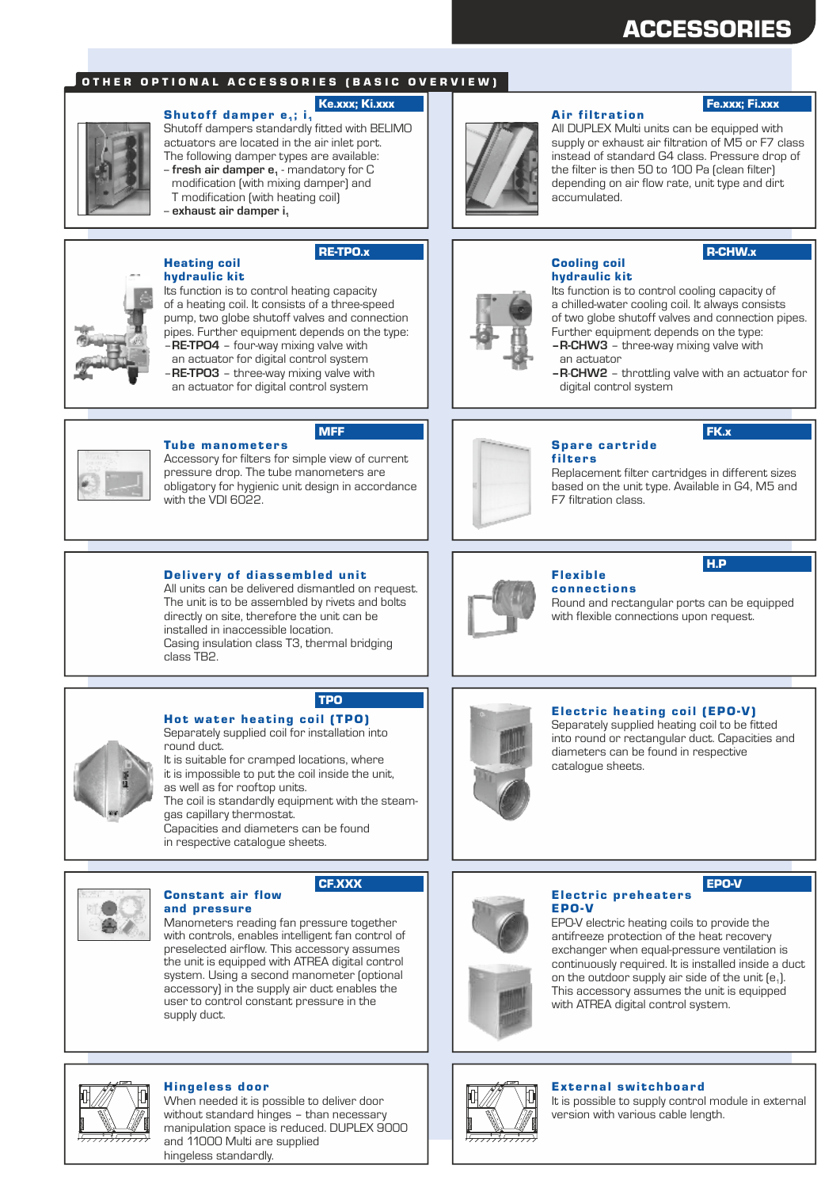# ACCESSORIES

## OTHER OPTIONAL ACCESSORIES (BASIC OVERVIEW)

### Shutoff damper $e_1$; $i_1$

**Ke.xxx; Ki.xxx**

Shutoff dampers standardly fitted with BELIMO actuators are located in the air inlet port. The following damper types are available:

- **fresh air damper $e_1$** - mandatory for C modification (with mixing damper) and T modification (with heating coil)
- **exhaust air damper $i_1$**

### Air filtration

**Fe.xxx; Fi.xxx**

All DUPLEX Multi units can be equipped with supply or exhaust air filtration of M5 or F7 class instead of standard G4 class. Pressure drop of the filter is then 50 to 100 Pa (clean filter) depending on air flow rate, unit type and dirt accumulated.

### Heating coil hydraulic kit

**RE-TPO.x**

Its function is to control heating capacity of a heating coil. It consists of a three-speed pump, two globe shutoff valves and connection pipes. Further equipment depends on the type:

- **RE-TPO4** – four-way mixing valve with an actuator for digital control system
- **RE-TPO3** – three-way mixing valve with an actuator for digital control system

### Cooling coil hydraulic kit

**R-CHW.x**

Its function is to control cooling capacity of a chilled-water cooling coil. It always consists of two globe shutoff valves and connection pipes. Further equipment depends on the type:

- **R-CHW3** – three-way mixing valve with an actuator
- **R-CHW2** – throttling valve with an actuator for digital control system

### Tube manometers

**MFF**

Accessory for filters for simple view of current pressure drop. The tube manometers are obligatory for hygienic unit design in accordance with the VDI 6022.

### Spare cartridge filters

**FK.x**

Replacement filter cartridges in different sizes based on the unit type. Available in G4, M5 and F7 filtration class.

### Delivery of diassembled unit

All units can be delivered dismantled on request. The unit is to be assembled by rivets and bolts directly on site, therefore the unit can be installed in inaccessible location.
Casing insulation class T3, thermal bridging class TB2.

### Flexible connections

**H.P**

Round and rectangular ports can be equipped with flexible connections upon request.

### Hot water heating coil (TPO)

**TPO**

Separately supplied coil for installation into round duct.
It is suitable for cramped locations, where it is impossible to put the coil inside the unit, as well as for rooftop units.
The coil is standardly equipment with the steam-gas capillary thermostat.
Capacities and diameters can be found in respective catalogue sheets.

### Electric heating coil (EPO-V)

Separately supplied heating coil to be fitted into round or rectangular duct. Capacities and diameters can be found in respective catalogue sheets.

### Constant air flow and pressure

**CF.XXX**

Manometers reading fan pressure together with controls, enables intelligent fan control of preselected airflow. This accessory assumes the unit is equipped with ATREA digital control system. Using a second manometer (optional accessory) in the supply air duct enables the user to control constant pressure in the supply duct.

### Electric preheaters EPO-V

**EPO-V**

EPO-V electric heating coils to provide the antifreeze protection of the heat recovery exchanger when equal-pressure ventilation is continuously required. It is installed inside a duct on the outdoor supply air side of the unit ($e_1$). This accessory assumes the unit is equipped with ATREA digital control system.

### Hingeless door

When needed it is possible to deliver door without standard hinges – than necessary manipulation space is reduced. DUPLEX 9000 and 11000 Multi are supplied hingeless standardly.

### External switchboard

It is possible to supply control module in external version with various cable length.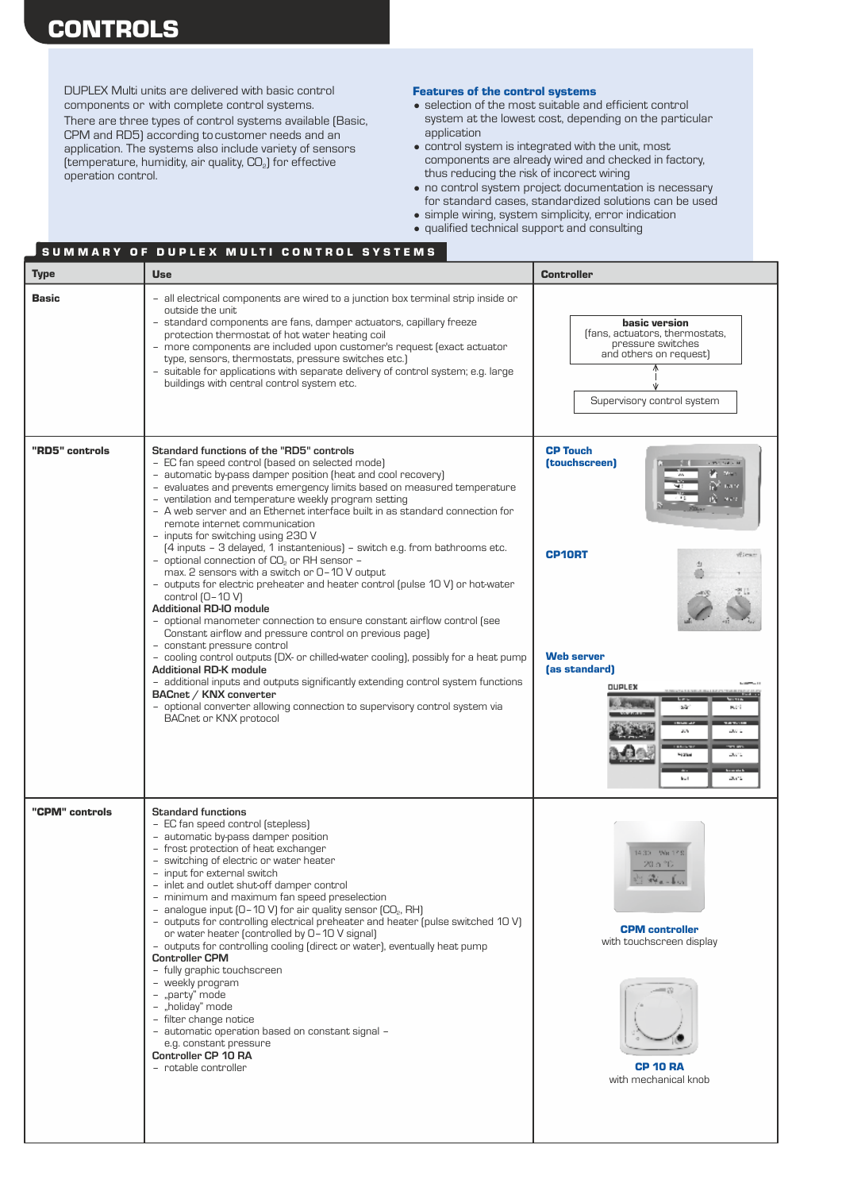# CONTROLS

DUPLEX Multi units are delivered with basic control components or with complete control systems.
There are three types of control systems available (Basic, CPM and RD5) according to customer needs and an application. The systems also include variety of sensors (temperature, humidity, air quality, $CO_2$) for effective operation control.

### Features of the control systems

- selection of the most suitable and efficient control system at the lowest cost, depending on the particular application
- control system is integrated with the unit, most components are already wired and checked in factory, thus reducing the risk of incorect wiring
- no control system project documentation is necessary for standard cases, standardized solutions can be used
- simple wiring, system simplicity, error indication
- qualified technical support and consulting

## SUMMARY OF DUPLEX MULTI CONTROL SYSTEMS

| Type | Use | Controller |
|---|---|---|
| **Basic** | – all electrical components are wired to a junction box terminal strip inside or outside the unit<br>– standard components are fans, damper actuators, capillary freeze protection thermostat of hot water heating coil<br>– more components are included upon customer's request (exact actuator type, sensors, thermostats, pressure switches etc.)<br>– suitable for applications with separate delivery of control system; e.g. large buildings with central control system etc. | **basic version** (fans, actuators, thermostats, pressure switches and others on request)<br>↕<br>Supervisory control system |
| **"RD5" controls** | **Standard functions of the "RD5" controls**<br>– EC fan speed control (based on selected mode)<br>– automatic by-pass damper position (heat and cool recovery)<br>– evaluates and prevents emergency limits based on measured temperature<br>– ventilation and temperature weekly program setting<br>– A web server and an Ethernet interface built in as standard connection for remote internet communication<br>– inputs for switching using 230 V (4 inputs – 3 delayed, 1 instantenious) – switch e.g. from bathrooms etc.<br>– optional connection of $CO_2$ or RH sensor – max. 2 sensors with a switch or 0–10 V output<br>– outputs for electric preheater and heater control (pulse 10 V) or hot-water control (0–10 V)<br>**Additional RD-IO module**<br>– optional manometer connection to ensure constant airflow control (see Constant airflow and pressure control on previous page)<br>– constant pressure control<br>– cooling control outputs (DX- or chilled-water cooling), possibly for a heat pump<br>**Additional RD-K module**<br>– additional inputs and outputs significantly extending control system functions<br>**BACnet / KNX converter**<br>– optional converter allowing connection to supervisory control system via BACnet or KNX protocol | **CP Touch (touchscreen)**<br>**CP10RT**<br>**Web server (as standard)** |
| **"CPM" controls** | **Standard functions**<br>– EC fan speed control (stepless)<br>– automatic by-pass damper position<br>– frost protection of heat exchanger<br>– switching of electric or water heater<br>– input for external switch<br>– inlet and outlet shut-off damper control<br>– minimum and maximum fan speed preselection<br>– analogue input (0–10 V) for air quality sensor ($CO_2$, RH)<br>– outputs for controlling electrical preheater and heater (pulse switched 10 V) or water heater (controlled by 0–10 V signal)<br>– outputs for controlling cooling (direct or water), eventually heat pump<br>**Controller CPM**<br>– fully graphic touchscreen<br>– weekly program<br>– „party" mode<br>– „holiday" mode<br>– filter change notice<br>– automatic operation based on constant signal – e.g. constant pressure<br>**Controller CP 10 RA**<br>– rotable controller | **CPM controller** with touchscreen display<br>**CP 10 RA** with mechanical knob |